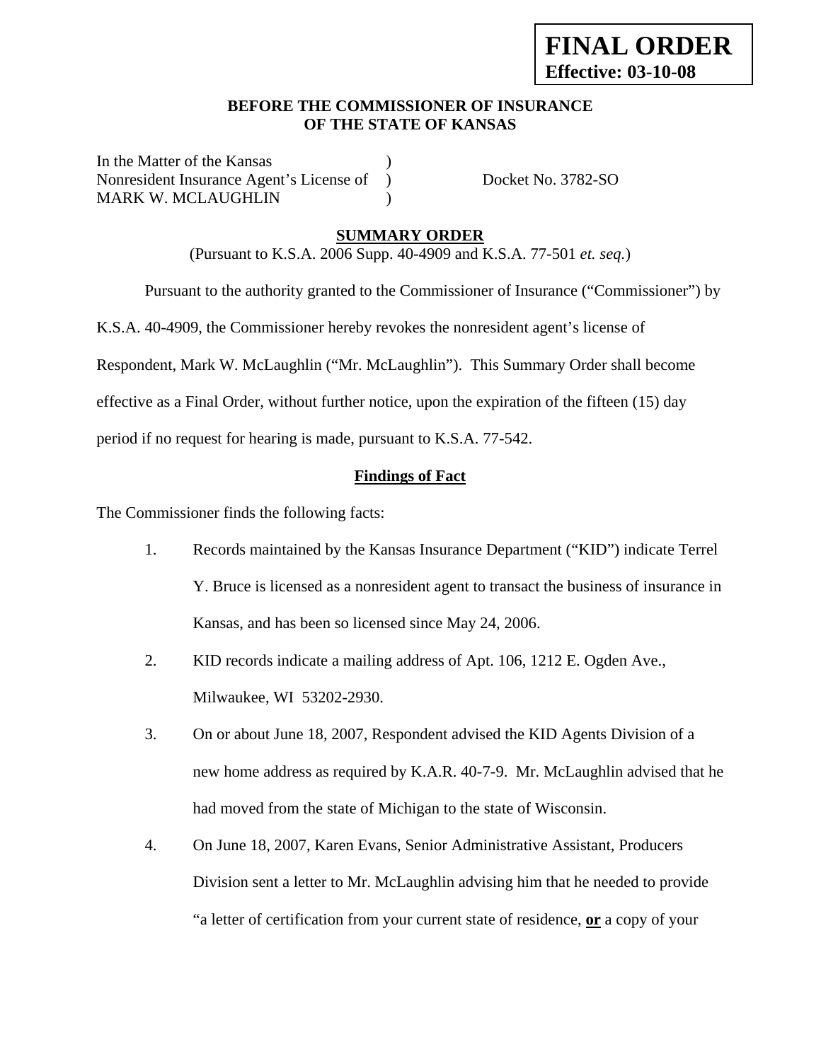**FINAL ORDER**
**Effective: 03-10-08**

**BEFORE THE COMMISSIONER OF INSURANCE**
**OF THE STATE OF KANSAS**

In the Matter of the Kansas )
Nonresident Insurance Agent's License of ) Docket No. 3782-SO
MARK W. MCLAUGHLIN )

**SUMMARY ORDER**

(Pursuant to K.S.A. 2006 Supp. 40-4909 and K.S.A. 77-501 *et. seq.*)

Pursuant to the authority granted to the Commissioner of Insurance ("Commissioner") by K.S.A. 40-4909, the Commissioner hereby revokes the nonresident agent's license of Respondent, Mark W. McLaughlin ("Mr. McLaughlin"). This Summary Order shall become effective as a Final Order, without further notice, upon the expiration of the fifteen (15) day period if no request for hearing is made, pursuant to K.S.A. 77-542.

**Findings of Fact**

The Commissioner finds the following facts:

1. Records maintained by the Kansas Insurance Department ("KID") indicate Terrel Y. Bruce is licensed as a nonresident agent to transact the business of insurance in Kansas, and has been so licensed since May 24, 2006.

2. KID records indicate a mailing address of Apt. 106, 1212 E. Ogden Ave., Milwaukee, WI 53202-2930.

3. On or about June 18, 2007, Respondent advised the KID Agents Division of a new home address as required by K.A.R. 40-7-9. Mr. McLaughlin advised that he had moved from the state of Michigan to the state of Wisconsin.

4. On June 18, 2007, Karen Evans, Senior Administrative Assistant, Producers Division sent a letter to Mr. McLaughlin advising him that he needed to provide "a letter of certification from your current state of residence, **or** a copy of your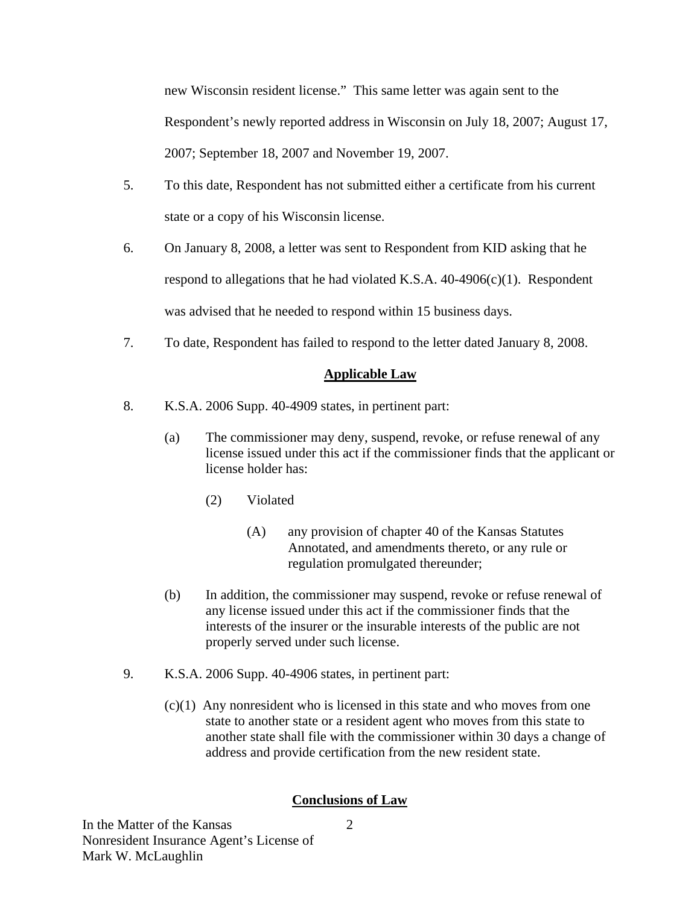new Wisconsin resident license." This same letter was again sent to the Respondent's newly reported address in Wisconsin on July 18, 2007; August 17, 2007; September 18, 2007 and November 19, 2007.

5. To this date, Respondent has not submitted either a certificate from his current state or a copy of his Wisconsin license.

6. On January 8, 2008, a letter was sent to Respondent from KID asking that he respond to allegations that he had violated K.S.A. 40-4906(c)(1). Respondent was advised that he needed to respond within 15 business days.

7. To date, Respondent has failed to respond to the letter dated January 8, 2008.

## Applicable Law

8. K.S.A. 2006 Supp. 40-4909 states, in pertinent part:

   (a) The commissioner may deny, suspend, revoke, or refuse renewal of any license issued under this act if the commissioner finds that the applicant or license holder has:

      (2) Violated

         (A) any provision of chapter 40 of the Kansas Statutes Annotated, and amendments thereto, or any rule or regulation promulgated thereunder;

   (b) In addition, the commissioner may suspend, revoke or refuse renewal of any license issued under this act if the commissioner finds that the interests of the insurer or the insurable interests of the public are not properly served under such license.

9. K.S.A. 2006 Supp. 40-4906 states, in pertinent part:

   (c)(1) Any nonresident who is licensed in this state and who moves from one state to another state or a resident agent who moves from this state to another state shall file with the commissioner within 30 days a change of address and provide certification from the new resident state.

## Conclusions of Law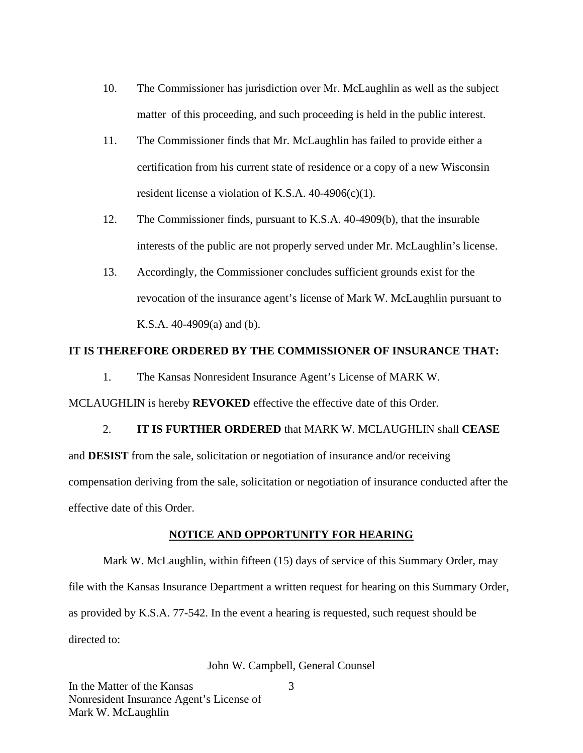10. The Commissioner has jurisdiction over Mr. McLaughlin as well as the subject matter of this proceeding, and such proceeding is held in the public interest.

11. The Commissioner finds that Mr. McLaughlin has failed to provide either a certification from his current state of residence or a copy of a new Wisconsin resident license a violation of K.S.A. 40-4906(c)(1).

12. The Commissioner finds, pursuant to K.S.A. 40-4909(b), that the insurable interests of the public are not properly served under Mr. McLaughlin's license.

13. Accordingly, the Commissioner concludes sufficient grounds exist for the revocation of the insurance agent's license of Mark W. McLaughlin pursuant to K.S.A. 40-4909(a) and (b).

**IT IS THEREFORE ORDERED BY THE COMMISSIONER OF INSURANCE THAT:**

1. The Kansas Nonresident Insurance Agent's License of MARK W. MCLAUGHLIN is hereby **REVOKED** effective the effective date of this Order.

2. **IT IS FURTHER ORDERED** that MARK W. MCLAUGHLIN shall **CEASE** and **DESIST** from the sale, solicitation or negotiation of insurance and/or receiving compensation deriving from the sale, solicitation or negotiation of insurance conducted after the effective date of this Order.

**NOTICE AND OPPORTUNITY FOR HEARING**

Mark W. McLaughlin, within fifteen (15) days of service of this Summary Order, may file with the Kansas Insurance Department a written request for hearing on this Summary Order, as provided by K.S.A. 77-542. In the event a hearing is requested, such request should be directed to:

John W. Campbell, General Counsel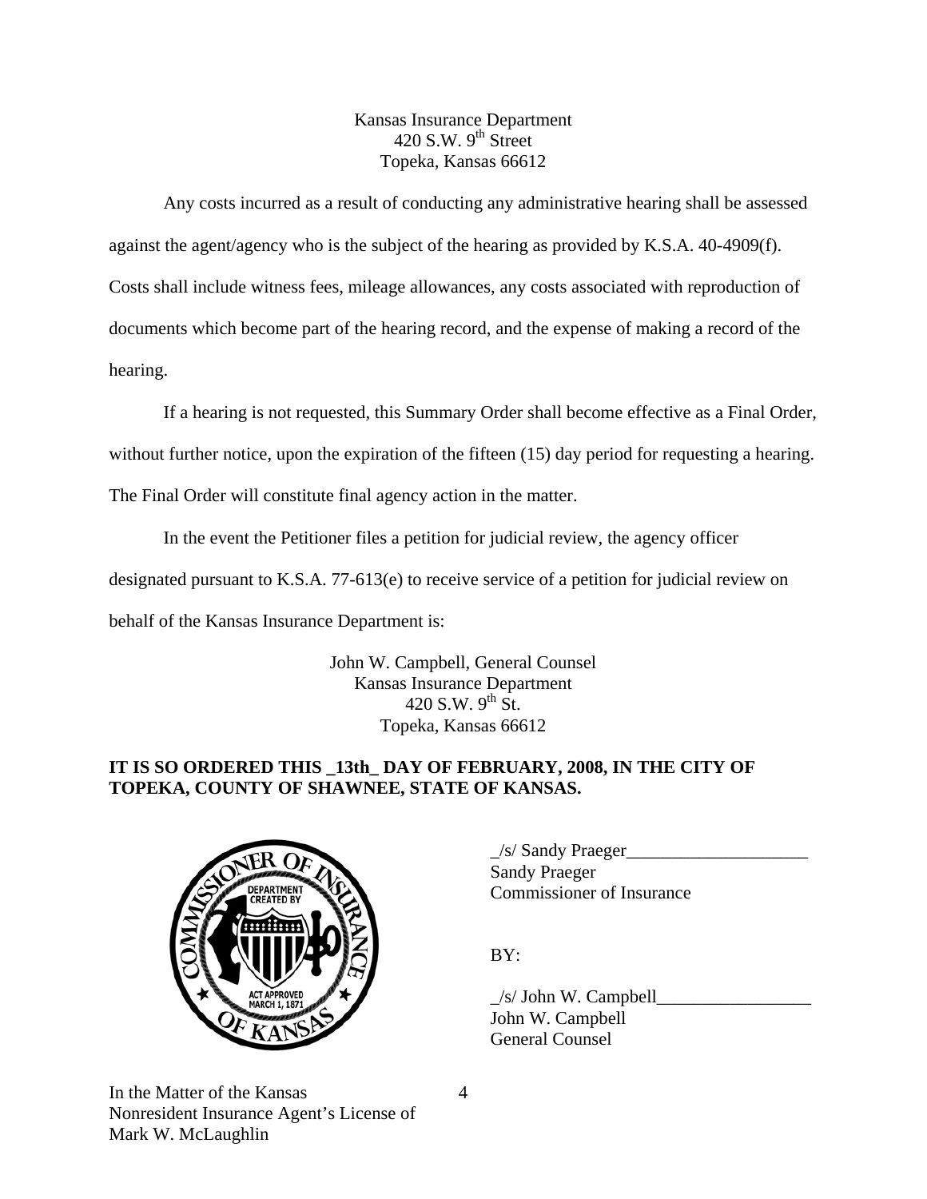Kansas Insurance Department
420 S.W. 9th Street
Topeka, Kansas 66612

Any costs incurred as a result of conducting any administrative hearing shall be assessed against the agent/agency who is the subject of the hearing as provided by K.S.A. 40-4909(f). Costs shall include witness fees, mileage allowances, any costs associated with reproduction of documents which become part of the hearing record, and the expense of making a record of the hearing.

If a hearing is not requested, this Summary Order shall become effective as a Final Order, without further notice, upon the expiration of the fifteen (15) day period for requesting a hearing. The Final Order will constitute final agency action in the matter.

In the event the Petitioner files a petition for judicial review, the agency officer designated pursuant to K.S.A. 77-613(e) to receive service of a petition for judicial review on behalf of the Kansas Insurance Department is:

John W. Campbell, General Counsel
Kansas Insurance Department
420 S.W. 9th St.
Topeka, Kansas 66612

**IT IS SO ORDERED THIS _13th_ DAY OF FEBRUARY, 2008, IN THE CITY OF TOPEKA, COUNTY OF SHAWNEE, STATE OF KANSAS.**

_/s/ Sandy Praeger____________________
Sandy Praeger
Commissioner of Insurance

BY:

_/s/ John W. Campbell_________________
John W. Campbell
General Counsel

In the Matter of the Kansas
Nonresident Insurance Agent's License of
Mark W. McLaughlin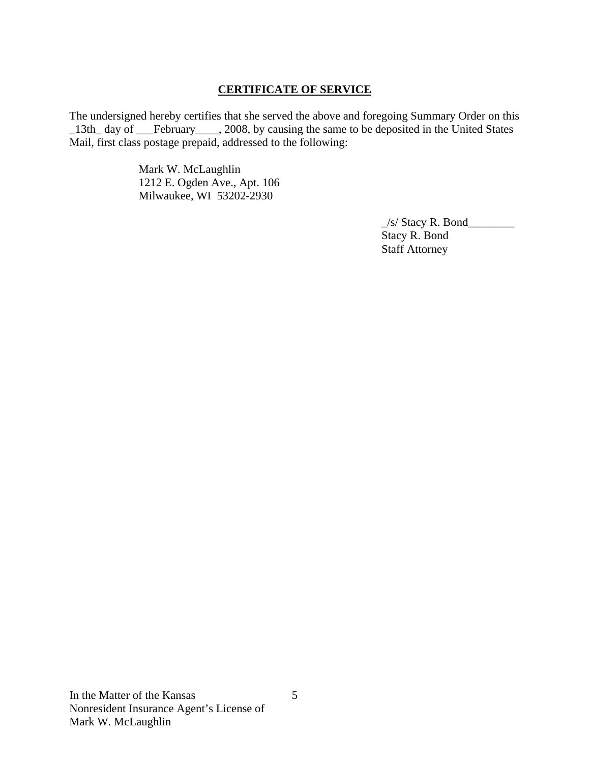**CERTIFICATE OF SERVICE**

The undersigned hereby certifies that she served the above and foregoing Summary Order on this _13th_ day of ___February____, 2008, by causing the same to be deposited in the United States Mail, first class postage prepaid, addressed to the following:

Mark W. McLaughlin
1212 E. Ogden Ave., Apt. 106
Milwaukee, WI 53202-2930

_/s/ Stacy R. Bond________
Stacy R. Bond
Staff Attorney